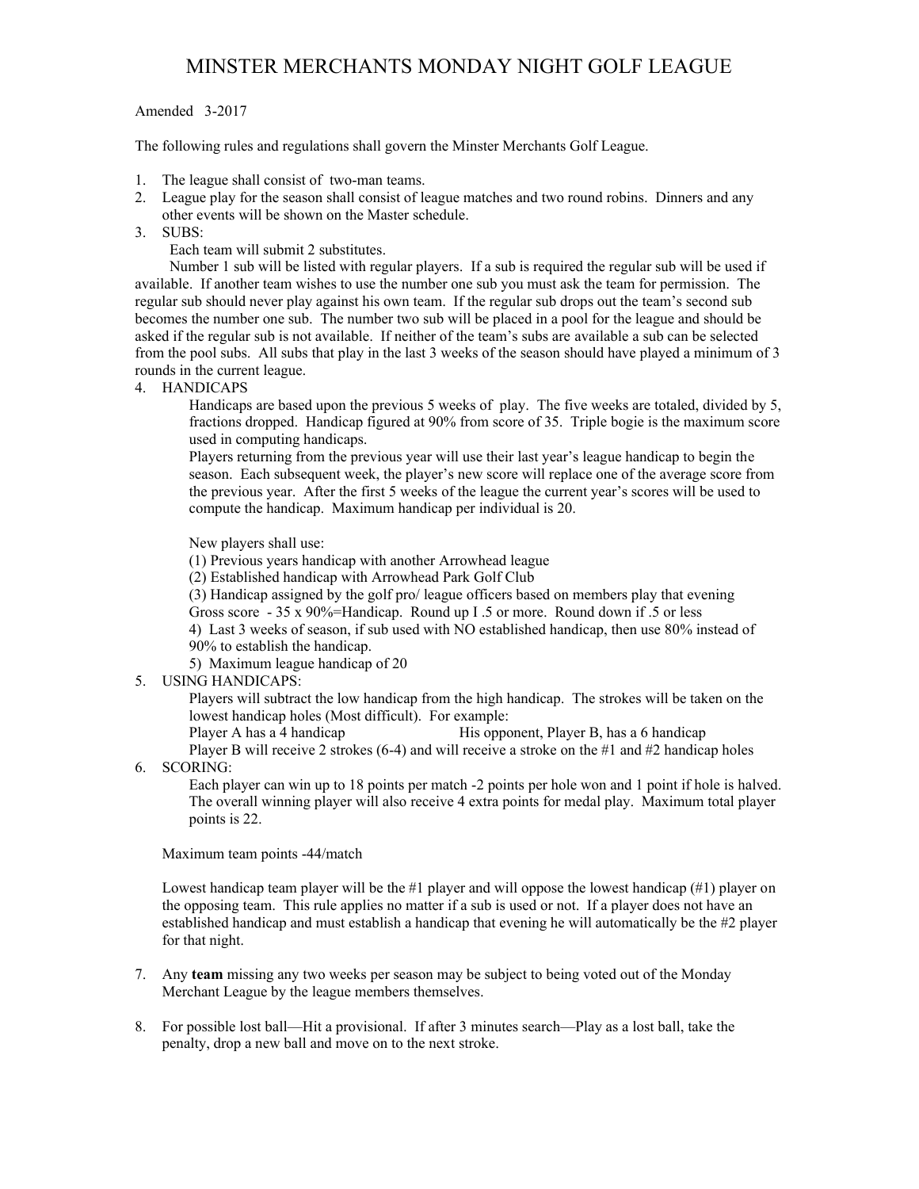# MINSTER MERCHANTS MONDAY NIGHT GOLF LEAGUE

Amended 3-2017

The following rules and regulations shall govern the Minster Merchants Golf League.

1. The league shall consist of two-man teams.
2. League play for the season shall consist of league matches and two round robins. Dinners and any other events will be shown on the Master schedule.
3. SUBS:

   Each team will submit 2 substitutes.

   Number 1 sub will be listed with regular players. If a sub is required the regular sub will be used if available. If another team wishes to use the number one sub you must ask the team for permission. The regular sub should never play against his own team. If the regular sub drops out the team's second sub becomes the number one sub. The number two sub will be placed in a pool for the league and should be asked if the regular sub is not available. If neither of the team's subs are available a sub can be selected from the pool subs. All subs that play in the last 3 weeks of the season should have played a minimum of 3 rounds in the current league.
4. HANDICAPS

   Handicaps are based upon the previous 5 weeks of play. The five weeks are totaled, divided by 5, fractions dropped. Handicap figured at 90% from score of 35. Triple bogie is the maximum score used in computing handicaps.

   Players returning from the previous year will use their last year's league handicap to begin the season. Each subsequent week, the player's new score will replace one of the average score from the previous year. After the first 5 weeks of the league the current year's scores will be used to compute the handicap. Maximum handicap per individual is 20.

   New players shall use:

   (1) Previous years handicap with another Arrowhead league

   (2) Established handicap with Arrowhead Park Golf Club

   (3) Handicap assigned by the golf pro/ league officers based on members play that evening Gross score - 35 x 90%=Handicap. Round up I .5 or more. Round down if .5 or less

   4) Last 3 weeks of season, if sub used with NO established handicap, then use 80% instead of 90% to establish the handicap.

   5) Maximum league handicap of 20
5. USING HANDICAPS:

   Players will subtract the low handicap from the high handicap. The strokes will be taken on the lowest handicap holes (Most difficult). For example:

   Player A has a 4 handicap His opponent, Player B, has a 6 handicap

   Player B will receive 2 strokes (6-4) and will receive a stroke on the #1 and #2 handicap holes
6. SCORING:

   Each player can win up to 18 points per match -2 points per hole won and 1 point if hole is halved. The overall winning player will also receive 4 extra points for medal play. Maximum total player points is 22.

   Maximum team points -44/match

   Lowest handicap team player will be the #1 player and will oppose the lowest handicap (#1) player on the opposing team. This rule applies no matter if a sub is used or not. If a player does not have an established handicap and must establish a handicap that evening he will automatically be the #2 player for that night.
7. Any **team** missing any two weeks per season may be subject to being voted out of the Monday Merchant League by the league members themselves.
8. For possible lost ball—Hit a provisional. If after 3 minutes search—Play as a lost ball, take the penalty, drop a new ball and move on to the next stroke.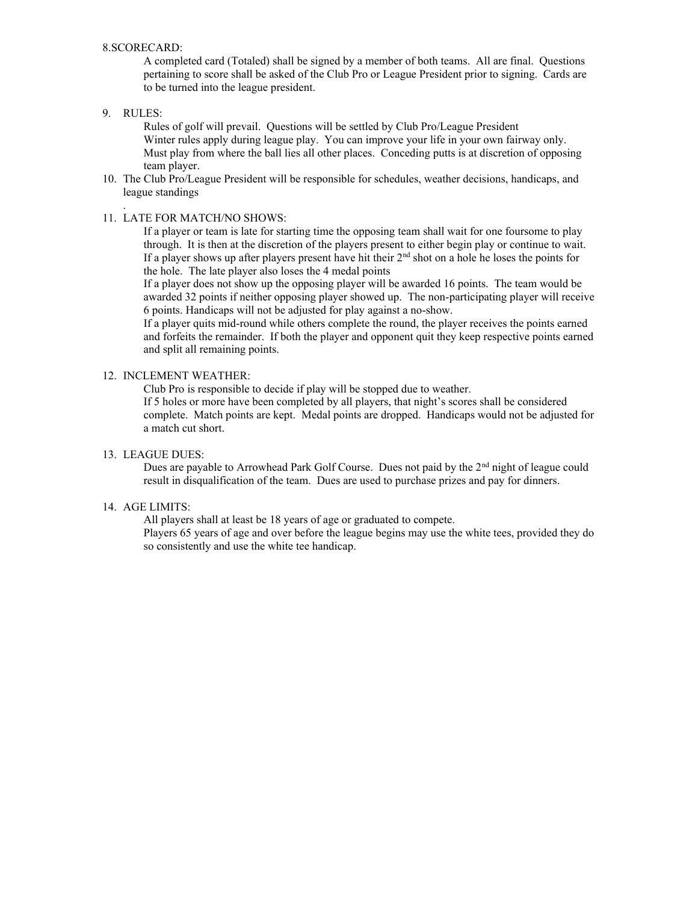8.SCORECARD:

A completed card (Totaled) shall be signed by a member of both teams. All are final. Questions pertaining to score shall be asked of the Club Pro or League President prior to signing. Cards are to be turned into the league president.

9. RULES:

Rules of golf will prevail. Questions will be settled by Club Pro/League President
Winter rules apply during league play. You can improve your life in your own fairway only. Must play from where the ball lies all other places. Conceding putts is at discretion of opposing team player.

10. The Club Pro/League President will be responsible for schedules, weather decisions, handicaps, and league standings

.

11. LATE FOR MATCH/NO SHOWS:

If a player or team is late for starting time the opposing team shall wait for one foursome to play through. It is then at the discretion of the players present to either begin play or continue to wait. If a player shows up after players present have hit their 2nd shot on a hole he loses the points for the hole. The late player also loses the 4 medal points

If a player does not show up the opposing player will be awarded 16 points. The team would be awarded 32 points if neither opposing player showed up. The non-participating player will receive 6 points. Handicaps will not be adjusted for play against a no-show.

If a player quits mid-round while others complete the round, the player receives the points earned and forfeits the remainder. If both the player and opponent quit they keep respective points earned and split all remaining points.

12. INCLEMENT WEATHER:

Club Pro is responsible to decide if play will be stopped due to weather.
If 5 holes or more have been completed by all players, that night's scores shall be considered complete. Match points are kept. Medal points are dropped. Handicaps would not be adjusted for a match cut short.

13. LEAGUE DUES:

Dues are payable to Arrowhead Park Golf Course. Dues not paid by the 2nd night of league could result in disqualification of the team. Dues are used to purchase prizes and pay for dinners.

14. AGE LIMITS:

All players shall at least be 18 years of age or graduated to compete.
Players 65 years of age and over before the league begins may use the white tees, provided they do so consistently and use the white tee handicap.